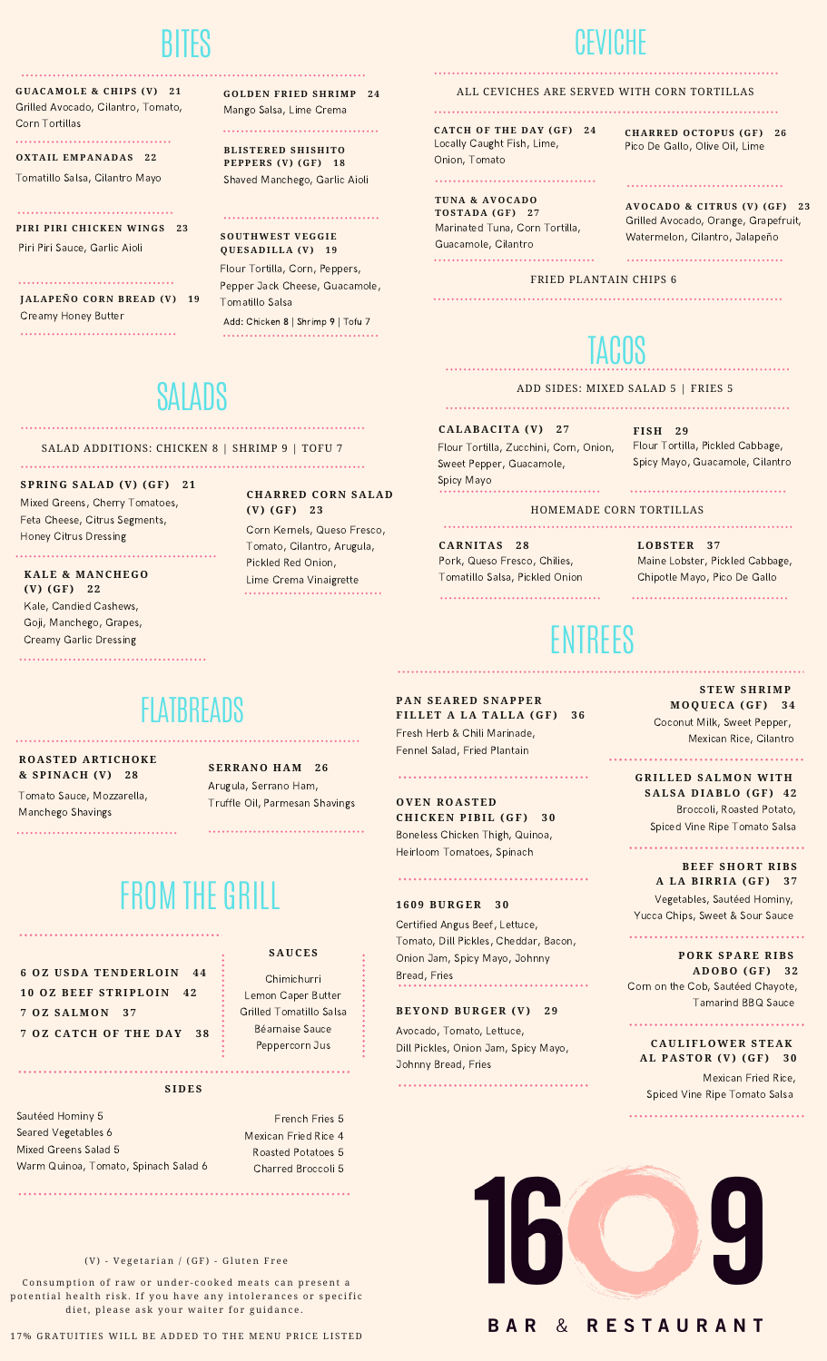# BITES

**GUACAMOLE & CHIPS (V) 21**
Grilled Avocado, Cilantro, Tomato, Corn Tortillas

**OXTAIL EMPANADAS 22**
Tomatillo Salsa, Cilantro Mayo

**PIRI PIRI CHICKEN WINGS 23**
Piri Piri Sauce, Garlic Aioli

**JALAPEÑO CORN BREAD (V) 19**
Creamy Honey Butter

**GOLDEN FRIED SHRIMP 24**
Mango Salsa, Lime Crema

**BLISTERED SHISHITO PEPPERS (V) (GF) 18**
Shaved Manchego, Garlic Aioli

**SOUTHWEST VEGGIE QUESADILLA (V) 19**
Flour Tortilla, Corn, Peppers, Pepper Jack Cheese, Guacamole, Tomatillo Salsa
Add: Chicken 8 | Shrimp 9 | Tofu 7

# SALADS

SALAD ADDITIONS: CHICKEN 8 | SHRIMP 9 | TOFU 7

**SPRING SALAD (V) (GF) 21**
Mixed Greens, Cherry Tomatoes, Feta Cheese, Citrus Segments, Honey Citrus Dressing

**KALE & MANCHEGO (V) (GF) 22**
Kale, Candied Cashews, Goji, Manchego, Grapes, Creamy Garlic Dressing

**CHARRED CORN SALAD (V) (GF) 23**
Corn Kernels, Queso Fresco, Tomato, Cilantro, Arugula, Pickled Red Onion, Lime Crema Vinaigrette

# FLATBREADS

**ROASTED ARTICHOKE & SPINACH (V) 28**
Tomato Sauce, Mozzarella, Manchego Shavings

**SERRANO HAM 26**
Arugula, Serrano Ham, Truffle Oil, Parmesan Shavings

# FROM THE GRILL

**6 OZ USDA TENDERLOIN 44**
**10 OZ BEEF STRIPLOIN 42**
**7 OZ SALMON 37**
**7 OZ CATCH OF THE DAY 38**

**SAUCES**
Chimichurri
Lemon Caper Butter
Grilled Tomatillo Salsa
Béarnaise Sauce
Peppercorn Jus

**SIDES**

Sautéed Hominy 5
Seared Vegetables 6
Mixed Greens Salad 5
Warm Quinoa, Tomato, Spinach Salad 6
French Fries 5
Mexican Fried Rice 4
Roasted Potatoes 5
Charred Broccoli 5

# CEVICHE

ALL CEVICHES ARE SERVED WITH CORN TORTILLAS

**CATCH OF THE DAY (GF) 24**
Locally Caught Fish, Lime, Onion, Tomato

**TUNA & AVOCADO TOSTADA (GF) 27**
Marinated Tuna, Corn Tortilla, Guacamole, Cilantro

**CHARRED OCTOPUS (GF) 26**
Pico De Gallo, Olive Oil, Lime

**AVOCADO & CITRUS (V) (GF) 23**
Grilled Avocado, Orange, Grapefruit, Watermelon, Cilantro, Jalapeño

FRIED PLANTAIN CHIPS 6

# TACOS

ADD SIDES: MIXED SALAD 5 | FRIES 5

**CALABACITA (V) 27**
Flour Tortilla, Zucchini, Corn, Onion, Sweet Pepper, Guacamole, Spicy Mayo

**FISH 29**
Flour Tortilla, Pickled Cabbage, Spicy Mayo, Guacamole, Cilantro

HOMEMADE CORN TORTILLAS

**CARNITAS 28**
Pork, Queso Fresco, Chilies, Tomatillo Salsa, Pickled Onion

**LOBSTER 37**
Maine Lobster, Pickled Cabbage, Chipotle Mayo, Pico De Gallo

# ENTREES

**PAN SEARED SNAPPER FILLET A LA TALLA (GF) 36**
Fresh Herb & Chili Marinade, Fennel Salad, Fried Plantain

**OVEN ROASTED CHICKEN PIBIL (GF) 30**
Boneless Chicken Thigh, Quinoa, Heirloom Tomatoes, Spinach

**1609 BURGER 30**
Certified Angus Beef, Lettuce, Tomato, Dill Pickles, Cheddar, Bacon, Onion Jam, Spicy Mayo, Johnny Bread, Fries

**BEYOND BURGER (V) 29**
Avocado, Tomato, Lettuce, Dill Pickles, Onion Jam, Spicy Mayo, Johnny Bread, Fries

**STEW SHRIMP MOQUECA (GF) 34**
Coconut Milk, Sweet Pepper, Mexican Rice, Cilantro

**GRILLED SALMON WITH SALSA DIABLO (GF) 42**
Broccoli, Roasted Potato, Spiced Vine Ripe Tomato Salsa

**BEEF SHORT RIBS A LA BIRRIA (GF) 37**
Vegetables, Sautéed Hominy, Yucca Chips, Sweet & Sour Sauce

**PORK SPARE RIBS ADOBO (GF) 32**
Corn on the Cob, Sautéed Chayote, Tamarind BBQ Sauce

**CAULIFLOWER STEAK AL PASTOR (V) (GF) 30**
Mexican Fried Rice, Spiced Vine Ripe Tomato Salsa

(V) - Vegetarian / (GF) - Gluten Free

Consumption of raw or under-cooked meats can present a potential health risk. If you have any intolerances or specific diet, please ask your waiter for guidance.

17% GRATUITIES WILL BE ADDED TO THE MENU PRICE LISTED

1609
BAR & RESTAURANT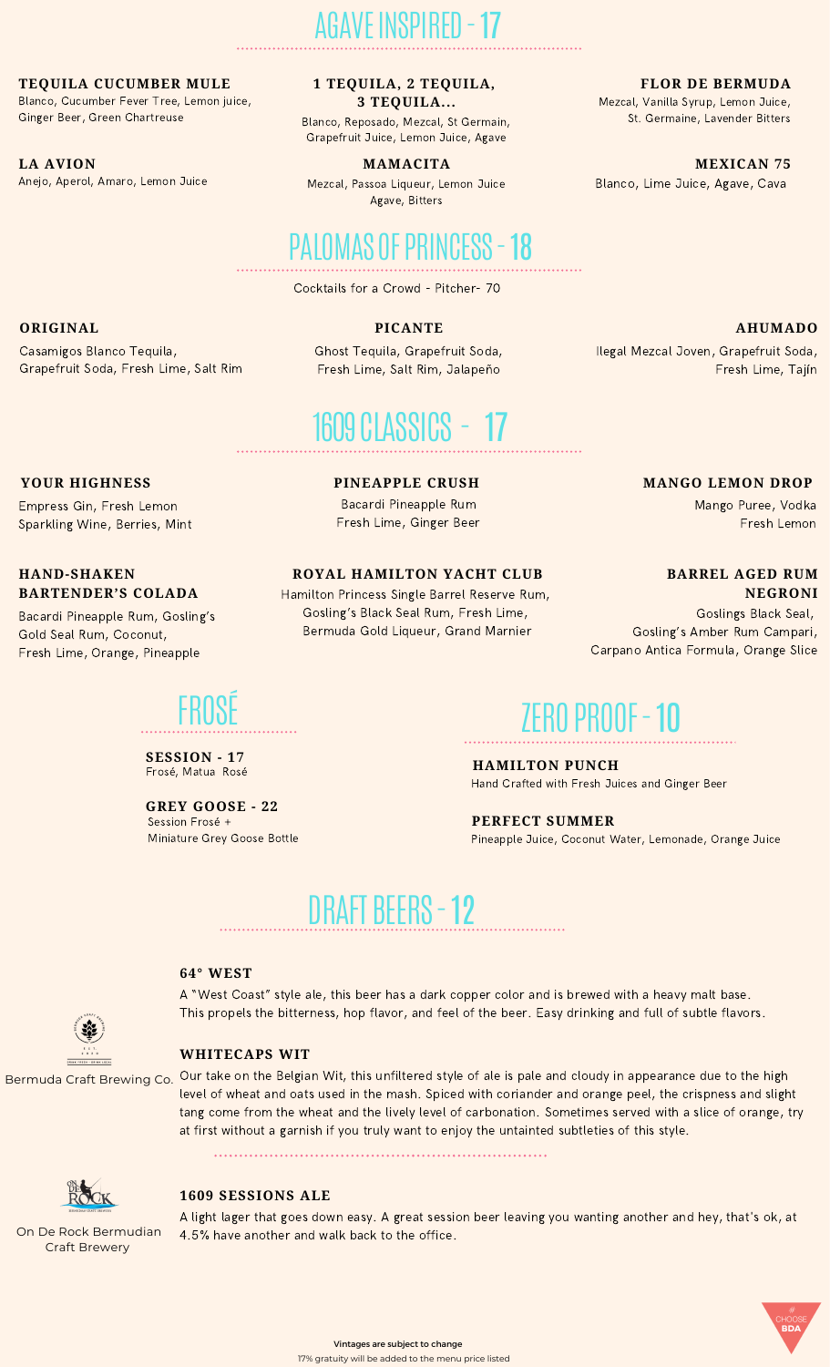# AGAVE INSPIRED - 17

### TEQUILA CUCUMBER MULE
Blanco, Cucumber Fever Tree, Lemon juice, Ginger Beer, Green Chartreuse

### LA AVION
Anejo, Aperol, Amaro, Lemon Juice

### 1 TEQUILA, 2 TEQUILA, 3 TEQUILA...
Blanco, Reposado, Mezcal, St Germain, Grapefruit Juice, Lemon Juice, Agave

### MAMACITA
Mezcal, Passoa Liqueur, Lemon Juice Agave, Bitters

### FLOR DE BERMUDA
Mezcal, Vanilla Syrup, Lemon Juice, St. Germaine, Lavender Bitters

### MEXICAN 75
Blanco, Lime Juice, Agave, Cava

# PALOMAS OF PRINCESS - 18

Cocktails for a Crowd - Pitcher- 70

### ORIGINAL
Casamigos Blanco Tequila, Grapefruit Soda, Fresh Lime, Salt Rim

### PICANTE
Ghost Tequila, Grapefruit Soda, Fresh Lime, Salt Rim, Jalapeño

### AHUMADO
Ilegal Mezcal Joven, Grapefruit Soda, Fresh Lime, Tajín

# 1609 CLASSICS - 17

### YOUR HIGHNESS
Empress Gin, Fresh Lemon Sparkling Wine, Berries, Mint

### HAND-SHAKEN BARTENDER'S COLADA
Bacardi Pineapple Rum, Gosling's Gold Seal Rum, Coconut, Fresh Lime, Orange, Pineapple

### PINEAPPLE CRUSH
Bacardi Pineapple Rum Fresh Lime, Ginger Beer

### ROYAL HAMILTON YACHT CLUB
Hamilton Princess Single Barrel Reserve Rum, Gosling's Black Seal Rum, Fresh Lime, Bermuda Gold Liqueur, Grand Marnier

### MANGO LEMON DROP
Mango Puree, Vodka Fresh Lemon

### BARREL AGED RUM NEGRONI
Goslings Black Seal, Gosling's Amber Rum Campari, Carpano Antica Formula, Orange Slice

# FROSÉ

### SESSION - 17
Frosé, Matua Rosé

### GREY GOOSE - 22
Session Frosé + Miniature Grey Goose Bottle

# ZERO PROOF - 10

### HAMILTON PUNCH
Hand Crafted with Fresh Juices and Ginger Beer

### PERFECT SUMMER
Pineapple Juice, Coconut Water, Lemonade, Orange Juice

# DRAFT BEERS - 12

Bermuda Craft Brewing Co.

### 64° WEST
A "West Coast" style ale, this beer has a dark copper color and is brewed with a heavy malt base. This propels the bitterness, hop flavor, and feel of the beer. Easy drinking and full of subtle flavors.

### WHITECAPS WIT
Our take on the Belgian Wit, this unfiltered style of ale is pale and cloudy in appearance due to the high level of wheat and oats used in the mash. Spiced with coriander and orange peel, the crispness and slight tang come from the wheat and the lively level of carbonation. Sometimes served with a slice of orange, try at first without a garnish if you truly want to enjoy the untainted subtleties of this style.

On De Rock Bermudian Craft Brewery

### 1609 SESSIONS ALE
A light lager that goes down easy. A great session beer leaving you wanting another and hey, that's ok, at 4.5% have another and walk back to the office.

#CHOOSE BDA

**Vintages are subject to change**

17% gratuity will be added to the menu price listed